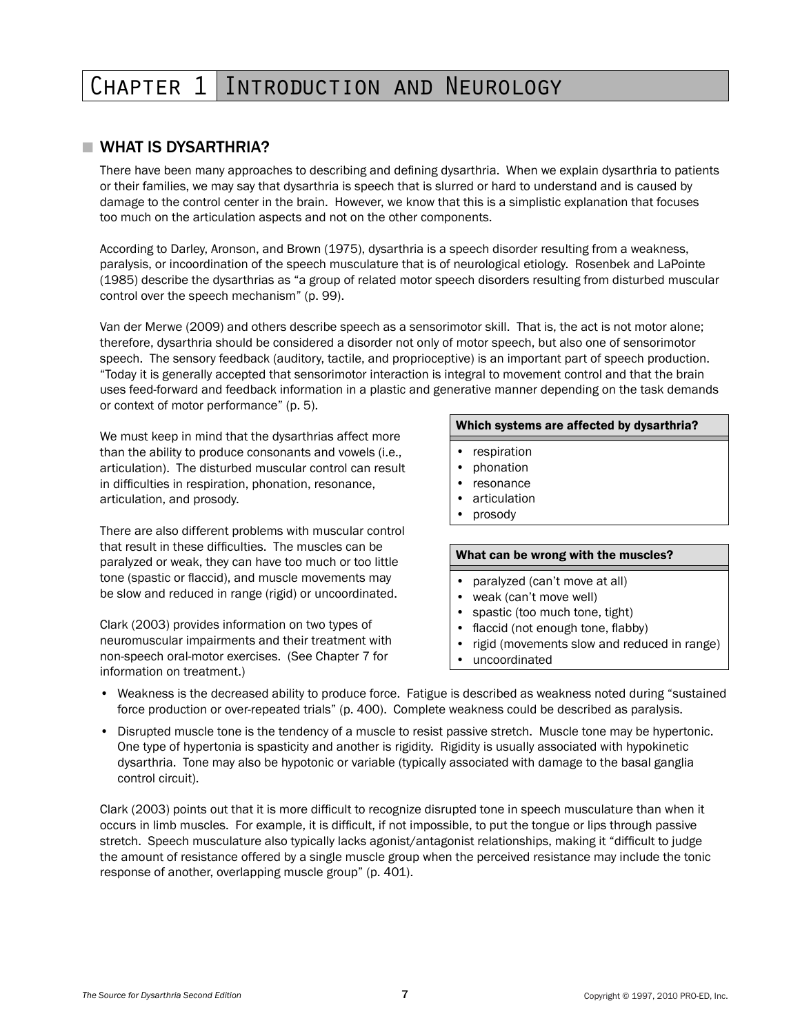# Chapter 1 Introduction and Neurology

## WHAT IS DYSARTHRIA?

There have been many approaches to describing and defining dysarthria. When we explain dysarthria to patients or their families, we may say that dysarthria is speech that is slurred or hard to understand and is caused by damage to the control center in the brain. However, we know that this is a simplistic explanation that focuses too much on the articulation aspects and not on the other components.

According to Darley, Aronson, and Brown (1975), dysarthria is a speech disorder resulting from a weakness, paralysis, or incoordination of the speech musculature that is of neurological etiology. Rosenbek and LaPointe (1985) describe the dysarthrias as "a group of related motor speech disorders resulting from disturbed muscular control over the speech mechanism" (p. 99).

Van der Merwe (2009) and others describe speech as a sensorimotor skill. That is, the act is not motor alone; therefore, dysarthria should be considered a disorder not only of motor speech, but also one of sensorimotor speech. The sensory feedback (auditory, tactile, and proprioceptive) is an important part of speech production. "Today it is generally accepted that sensorimotor interaction is integral to movement control and that the brain uses feed-forward and feedback information in a plastic and generative manner depending on the task demands or context of motor performance" (p. 5).

We must keep in mind that the dysarthrias affect more than the ability to produce consonants and vowels (i.e., articulation). The disturbed muscular control can result in difficulties in respiration, phonation, resonance, articulation, and prosody.

**Which systems are affected by dysarthria?**

- respiration
- phonation
- resonance
- articulation
- prosody

There are also different problems with muscular control that result in these difficulties. The muscles can be paralyzed or weak, they can have too much or too little tone (spastic or flaccid), and muscle movements may be slow and reduced in range (rigid) or uncoordinated.

**What can be wrong with the muscles?**

- paralyzed (can't move at all)
- weak (can't move well)
- spastic (too much tone, tight)
- flaccid (not enough tone, flabby)
- rigid (movements slow and reduced in range)
- uncoordinated

Clark (2003) provides information on two types of neuromuscular impairments and their treatment with non-speech oral-motor exercises. (See Chapter 7 for information on treatment.)

- Weakness is the decreased ability to produce force. Fatigue is described as weakness noted during "sustained force production or over-repeated trials" (p. 400). Complete weakness could be described as paralysis.
- Disrupted muscle tone is the tendency of a muscle to resist passive stretch. Muscle tone may be hypertonic. One type of hypertonia is spasticity and another is rigidity. Rigidity is usually associated with hypokinetic dysarthria. Tone may also be hypotonic or variable (typically associated with damage to the basal ganglia control circuit).

Clark (2003) points out that it is more difficult to recognize disrupted tone in speech musculature than when it occurs in limb muscles. For example, it is difficult, if not impossible, to put the tongue or lips through passive stretch. Speech musculature also typically lacks agonist/antagonist relationships, making it "difficult to judge the amount of resistance offered by a single muscle group when the perceived resistance may include the tonic response of another, overlapping muscle group" (p. 401).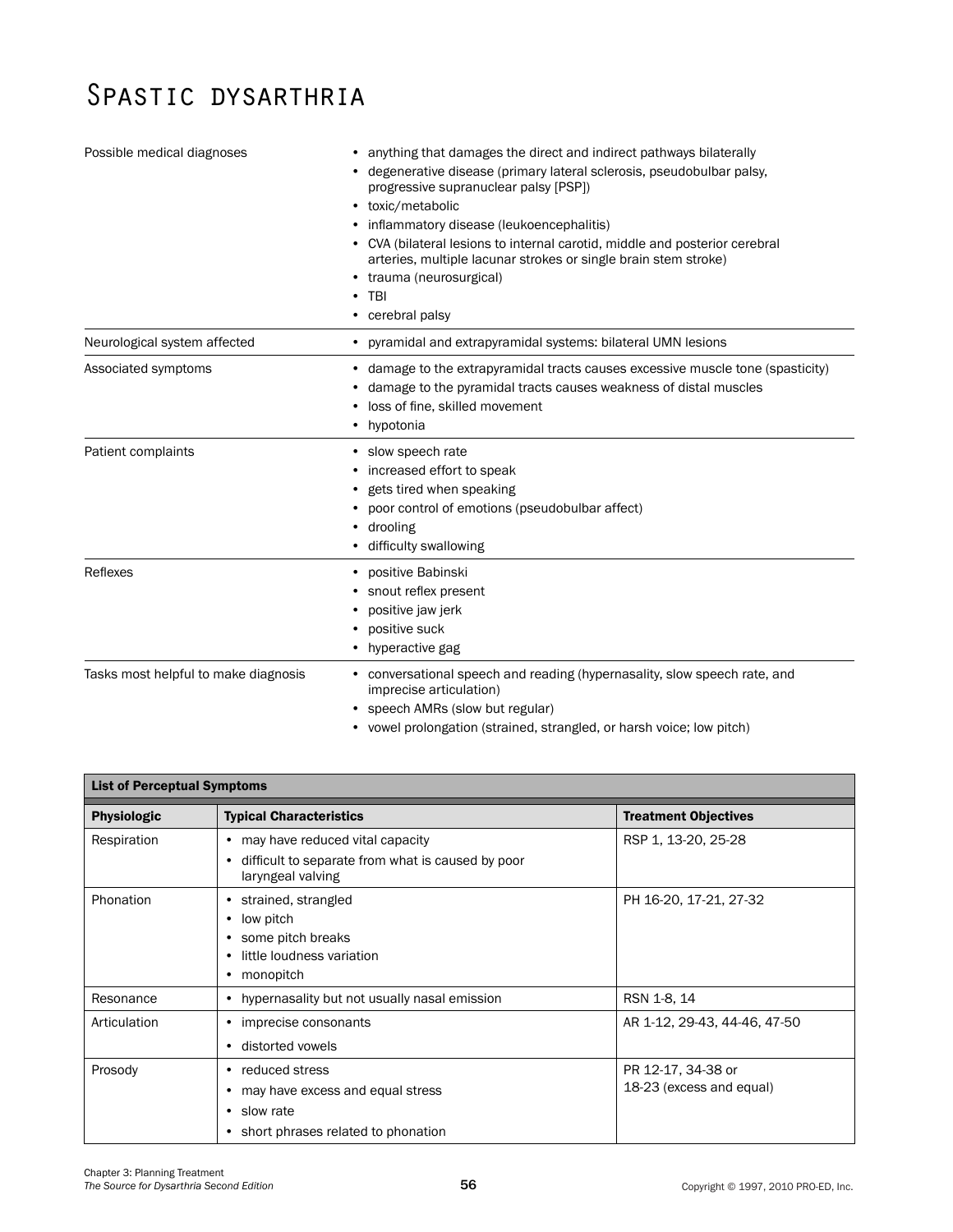# Spastic dysarthria

| | |
|---|---|
| Possible medical diagnoses | • anything that damages the direct and indirect pathways bilaterally<br>• degenerative disease (primary lateral sclerosis, pseudobulbar palsy, progressive supranuclear palsy [PSP])<br>• toxic/metabolic<br>• inflammatory disease (leukoencephalitis)<br>• CVA (bilateral lesions to internal carotid, middle and posterior cerebral arteries, multiple lacunar strokes or single brain stem stroke)<br>• trauma (neurosurgical)<br>• TBI<br>• cerebral palsy |
| Neurological system affected | • pyramidal and extrapyramidal systems: bilateral UMN lesions |
| Associated symptoms | • damage to the extrapyramidal tracts causes excessive muscle tone (spasticity)<br>• damage to the pyramidal tracts causes weakness of distal muscles<br>• loss of fine, skilled movement<br>• hypotonia |
| Patient complaints | • slow speech rate<br>• increased effort to speak<br>• gets tired when speaking<br>• poor control of emotions (pseudobulbar affect)<br>• drooling<br>• difficulty swallowing |
| Reflexes | • positive Babinski<br>• snout reflex present<br>• positive jaw jerk<br>• positive suck<br>• hyperactive gag |
| Tasks most helpful to make diagnosis | • conversational speech and reading (hypernasality, slow speech rate, and imprecise articulation)<br>• speech AMRs (slow but regular)<br>• vowel prolongation (strained, strangled, or harsh voice; low pitch) |

| **List of Perceptual Symptoms** | | |
|---|---|---|
| **Physiologic** | **Typical Characteristics** | **Treatment Objectives** |
| Respiration | • may have reduced vital capacity<br>• difficult to separate from what is caused by poor laryngeal valving | RSP 1, 13-20, 25-28 |
| Phonation | • strained, strangled<br>• low pitch<br>• some pitch breaks<br>• little loudness variation<br>• monopitch | PH 16-20, 17-21, 27-32 |
| Resonance | • hypernasality but not usually nasal emission | RSN 1-8, 14 |
| Articulation | • imprecise consonants<br>• distorted vowels | AR 1-12, 29-43, 44-46, 47-50 |
| Prosody | • reduced stress<br>• may have excess and equal stress<br>• slow rate<br>• short phrases related to phonation | PR 12-17, 34-38 or<br>18-23 (excess and equal) |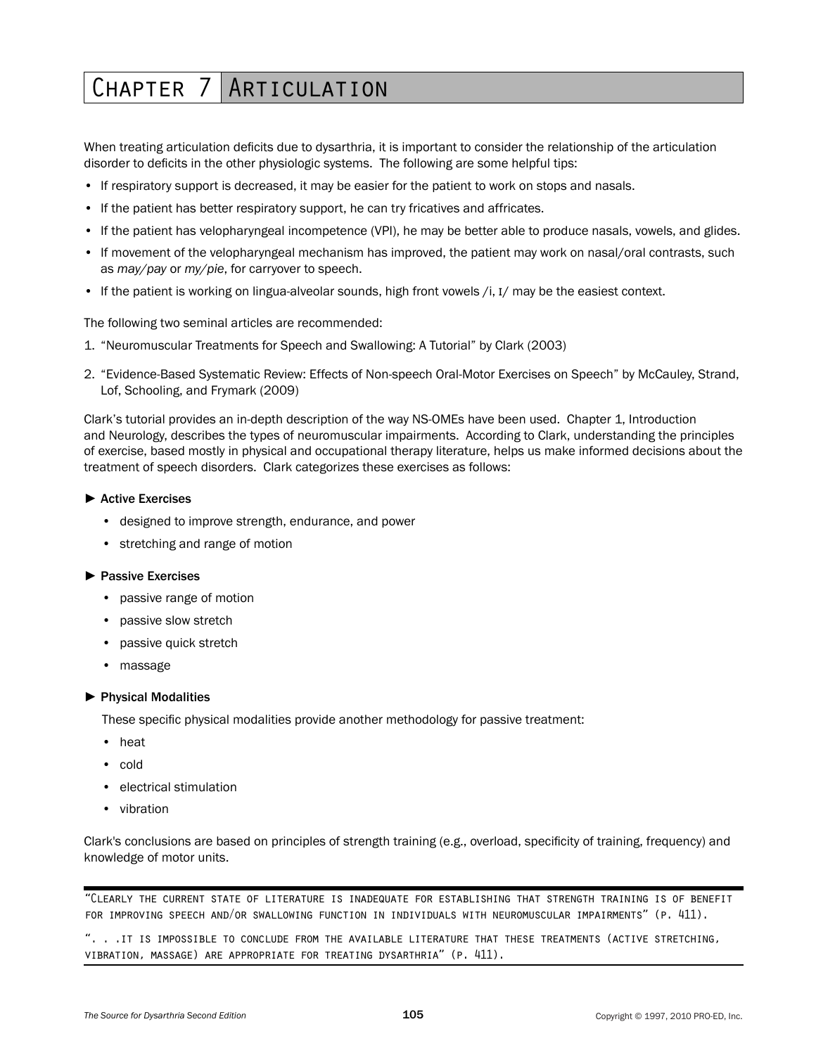# Chapter 7 Articulation

When treating articulation deficits due to dysarthria, it is important to consider the relationship of the articulation disorder to deficits in the other physiologic systems. The following are some helpful tips:

- If respiratory support is decreased, it may be easier for the patient to work on stops and nasals.
- If the patient has better respiratory support, he can try fricatives and affricates.
- If the patient has velopharyngeal incompetence (VPI), he may be better able to produce nasals, vowels, and glides.
- If movement of the velopharyngeal mechanism has improved, the patient may work on nasal/oral contrasts, such as *may/pay* or *my/pie*, for carryover to speech.
- If the patient is working on lingua-alveolar sounds, high front vowels /i, ɪ/ may be the easiest context.

The following two seminal articles are recommended:

1. "Neuromuscular Treatments for Speech and Swallowing: A Tutorial" by Clark (2003)
2. "Evidence-Based Systematic Review: Effects of Non-speech Oral-Motor Exercises on Speech" by McCauley, Strand, Lof, Schooling, and Frymark (2009)

Clark's tutorial provides an in-depth description of the way NS-OMEs have been used. Chapter 1, Introduction and Neurology, describes the types of neuromuscular impairments. According to Clark, understanding the principles of exercise, based mostly in physical and occupational therapy literature, helps us make informed decisions about the treatment of speech disorders. Clark categorizes these exercises as follows:

**► Active Exercises**

- designed to improve strength, endurance, and power
- stretching and range of motion

**► Passive Exercises**

- passive range of motion
- passive slow stretch
- passive quick stretch
- massage

**► Physical Modalities**

These specific physical modalities provide another methodology for passive treatment:

- heat
- cold
- electrical stimulation
- vibration

Clark's conclusions are based on principles of strength training (e.g., overload, specificity of training, frequency) and knowledge of motor units.

"Clearly the current state of literature is inadequate for establishing that strength training is of benefit for improving speech and/or swallowing function in individuals with neuromuscular impairments" (p. 411).

". . .it is impossible to conclude from the available literature that these treatments (active stretching, vibration, massage) are appropriate for treating dysarthria" (p. 411).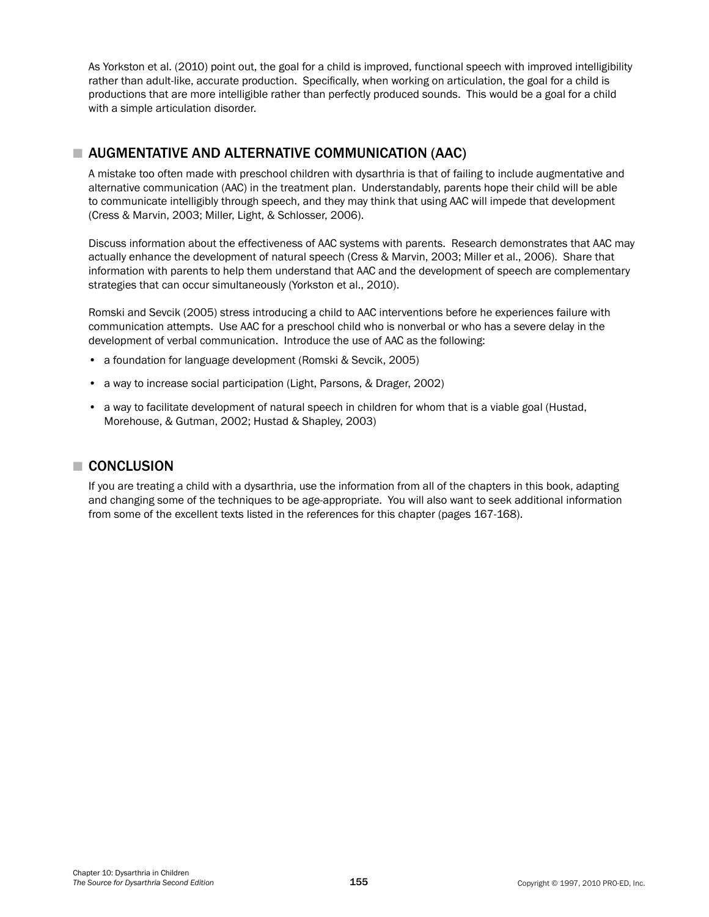As Yorkston et al. (2010) point out, the goal for a child is improved, functional speech with improved intelligibility rather than adult-like, accurate production. Specifically, when working on articulation, the goal for a child is productions that are more intelligible rather than perfectly produced sounds. This would be a goal for a child with a simple articulation disorder.

## AUGMENTATIVE AND ALTERNATIVE COMMUNICATION (AAC)

A mistake too often made with preschool children with dysarthria is that of failing to include augmentative and alternative communication (AAC) in the treatment plan. Understandably, parents hope their child will be able to communicate intelligibly through speech, and they may think that using AAC will impede that development (Cress & Marvin, 2003; Miller, Light, & Schlosser, 2006).

Discuss information about the effectiveness of AAC systems with parents. Research demonstrates that AAC may actually enhance the development of natural speech (Cress & Marvin, 2003; Miller et al., 2006). Share that information with parents to help them understand that AAC and the development of speech are complementary strategies that can occur simultaneously (Yorkston et al., 2010).

Romski and Sevcik (2005) stress introducing a child to AAC interventions before he experiences failure with communication attempts. Use AAC for a preschool child who is nonverbal or who has a severe delay in the development of verbal communication. Introduce the use of AAC as the following:

- a foundation for language development (Romski & Sevcik, 2005)
- a way to increase social participation (Light, Parsons, & Drager, 2002)
- a way to facilitate development of natural speech in children for whom that is a viable goal (Hustad, Morehouse, & Gutman, 2002; Hustad & Shapley, 2003)

## CONCLUSION

If you are treating a child with a dysarthria, use the information from all of the chapters in this book, adapting and changing some of the techniques to be age-appropriate. You will also want to seek additional information from some of the excellent texts listed in the references for this chapter (pages 167-168).